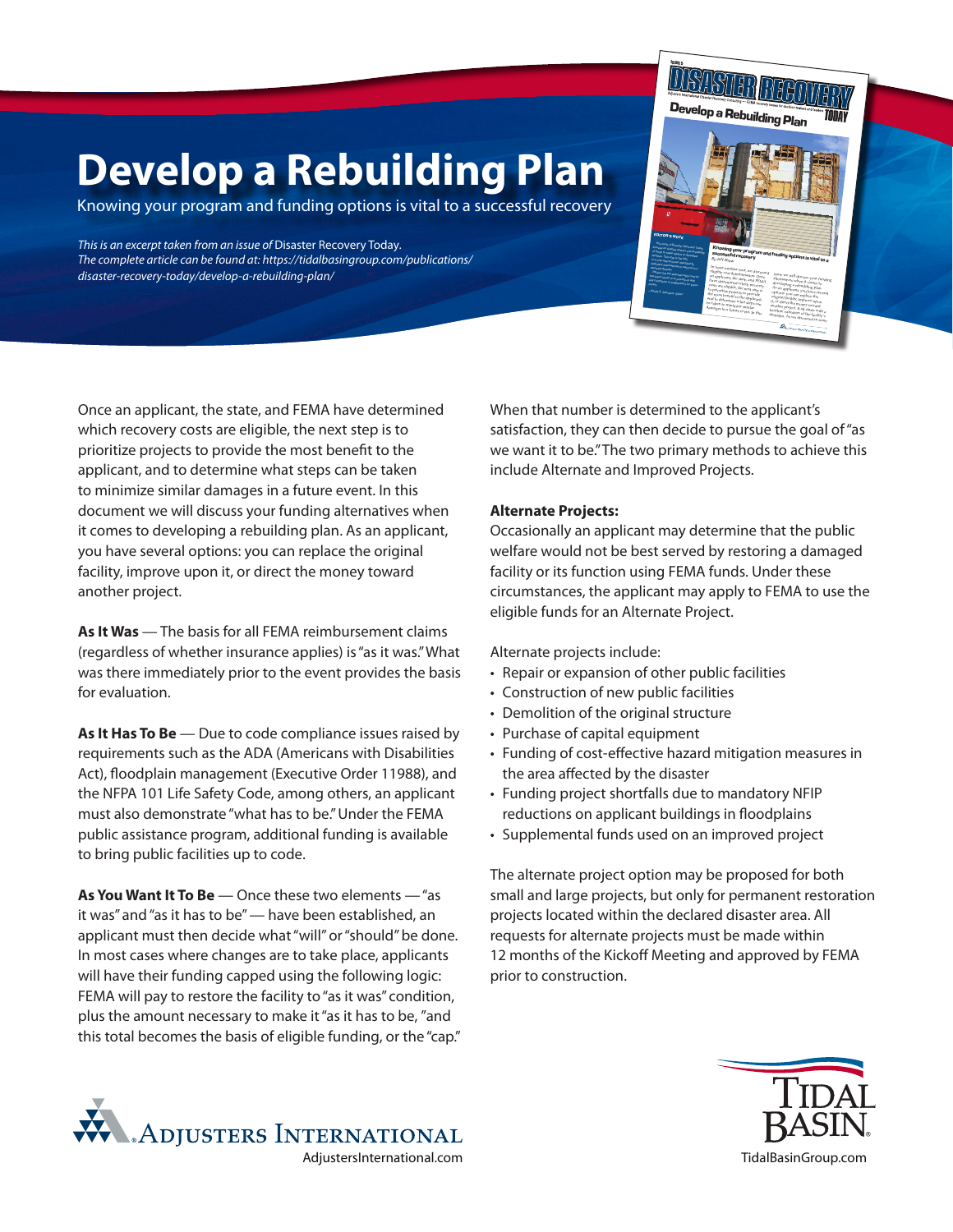# Develop a Rebuilding Plan

Knowing your program and funding options is vital to a successful recovery

*This is an excerpt taken from an issue of* Disaster Recovery Today.
*The complete article can be found at: https://tidalbasingroup.com/publications/disaster-recovery-today/develop-a-rebuilding-plan/*

Once an applicant, the state, and FEMA have determined which recovery costs are eligible, the next step is to prioritize projects to provide the most benefit to the applicant, and to determine what steps can be taken to minimize similar damages in a future event. In this document we will discuss your funding alternatives when it comes to developing a rebuilding plan. As an applicant, you have several options: you can replace the original facility, improve upon it, or direct the money toward another project.

**As It Was** — The basis for all FEMA reimbursement claims (regardless of whether insurance applies) is "as it was." What was there immediately prior to the event provides the basis for evaluation.

**As It Has To Be** — Due to code compliance issues raised by requirements such as the ADA (Americans with Disabilities Act), floodplain management (Executive Order 11988), and the NFPA 101 Life Safety Code, among others, an applicant must also demonstrate "what has to be." Under the FEMA public assistance program, additional funding is available to bring public facilities up to code.

**As You Want It To Be** — Once these two elements — "as it was" and "as it has to be" — have been established, an applicant must then decide what "will" or "should" be done. In most cases where changes are to take place, applicants will have their funding capped using the following logic: FEMA will pay to restore the facility to "as it was" condition, plus the amount necessary to make it "as it has to be, "and this total becomes the basis of eligible funding, or the "cap."

When that number is determined to the applicant's satisfaction, they can then decide to pursue the goal of "as we want it to be." The two primary methods to achieve this include Alternate and Improved Projects.

**Alternate Projects:**

Occasionally an applicant may determine that the public welfare would not be best served by restoring a damaged facility or its function using FEMA funds. Under these circumstances, the applicant may apply to FEMA to use the eligible funds for an Alternate Project.

Alternate projects include:

- Repair or expansion of other public facilities
- Construction of new public facilities
- Demolition of the original structure
- Purchase of capital equipment
- Funding of cost-effective hazard mitigation measures in the area affected by the disaster
- Funding project shortfalls due to mandatory NFIP reductions on applicant buildings in floodplains
- Supplemental funds used on an improved project

The alternate project option may be proposed for both small and large projects, but only for permanent restoration projects located within the declared disaster area. All requests for alternate projects must be made within 12 months of the Kickoff Meeting and approved by FEMA prior to construction.

Adjusters International
AdjustersInternational.com

Tidal Basin
TidalBasinGroup.com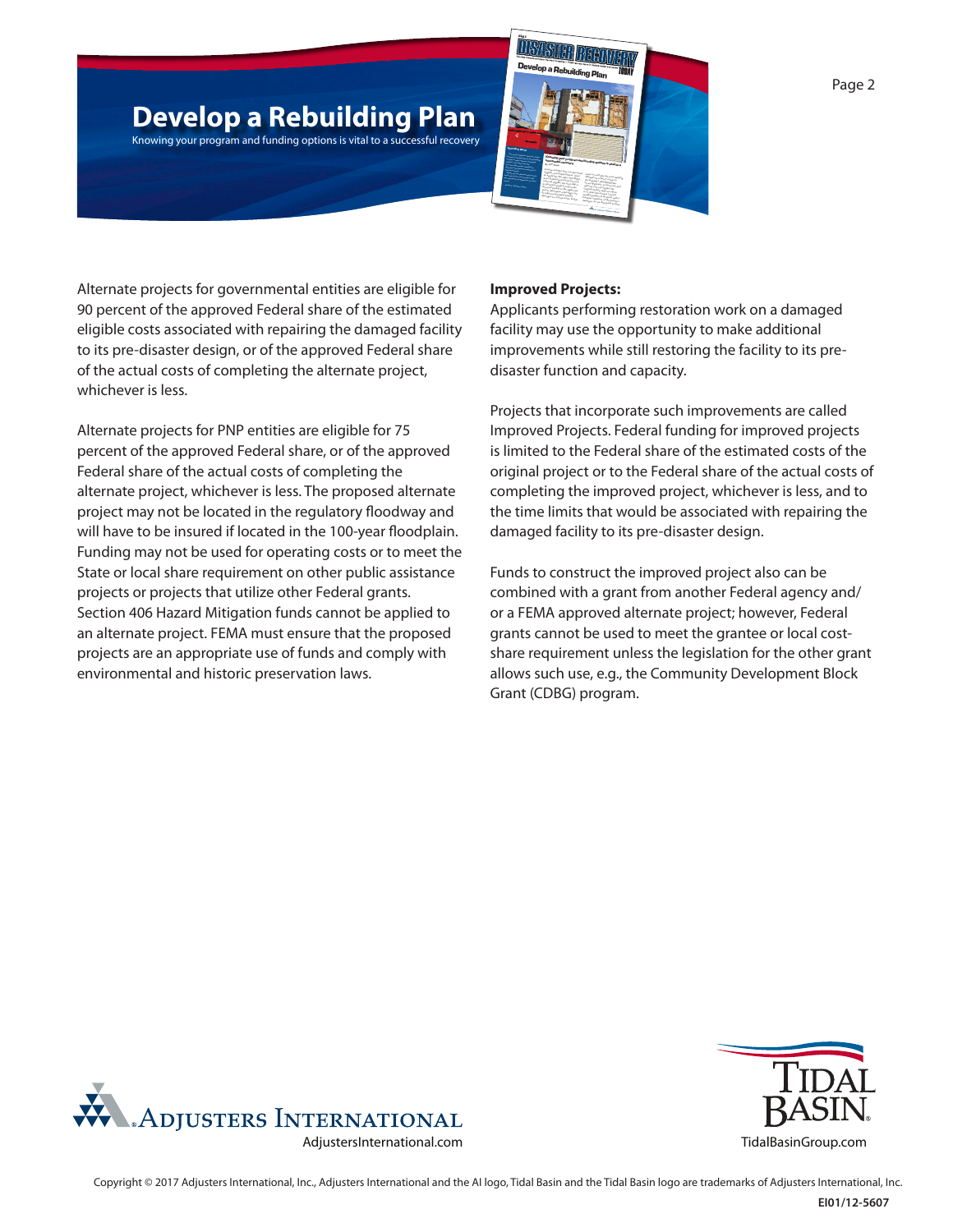# Develop a Rebuilding Plan

Knowing your program and funding options is vital to a successful recovery

Alternate projects for governmental entities are eligible for 90 percent of the approved Federal share of the estimated eligible costs associated with repairing the damaged facility to its pre-disaster design, or of the approved Federal share of the actual costs of completing the alternate project, whichever is less.

Alternate projects for PNP entities are eligible for 75 percent of the approved Federal share, or of the approved Federal share of the actual costs of completing the alternate project, whichever is less. The proposed alternate project may not be located in the regulatory floodway and will have to be insured if located in the 100-year floodplain. Funding may not be used for operating costs or to meet the State or local share requirement on other public assistance projects or projects that utilize other Federal grants. Section 406 Hazard Mitigation funds cannot be applied to an alternate project. FEMA must ensure that the proposed projects are an appropriate use of funds and comply with environmental and historic preservation laws.

**Improved Projects:**

Applicants performing restoration work on a damaged facility may use the opportunity to make additional improvements while still restoring the facility to its pre-disaster function and capacity.

Projects that incorporate such improvements are called Improved Projects. Federal funding for improved projects is limited to the Federal share of the estimated costs of the original project or to the Federal share of the actual costs of completing the improved project, whichever is less, and to the time limits that would be associated with repairing the damaged facility to its pre-disaster design.

Funds to construct the improved project also can be combined with a grant from another Federal agency and/or a FEMA approved alternate project; however, Federal grants cannot be used to meet the grantee or local cost-share requirement unless the legislation for the other grant allows such use, e.g., the Community Development Block Grant (CDBG) program.

Adjusters International
AdjustersInternational.com

Tidal Basin
TidalBasinGroup.com

Copyright © 2017 Adjusters International, Inc., Adjusters International and the AI logo, Tidal Basin and the Tidal Basin logo are trademarks of Adjusters International, Inc.

EI01/12-5607